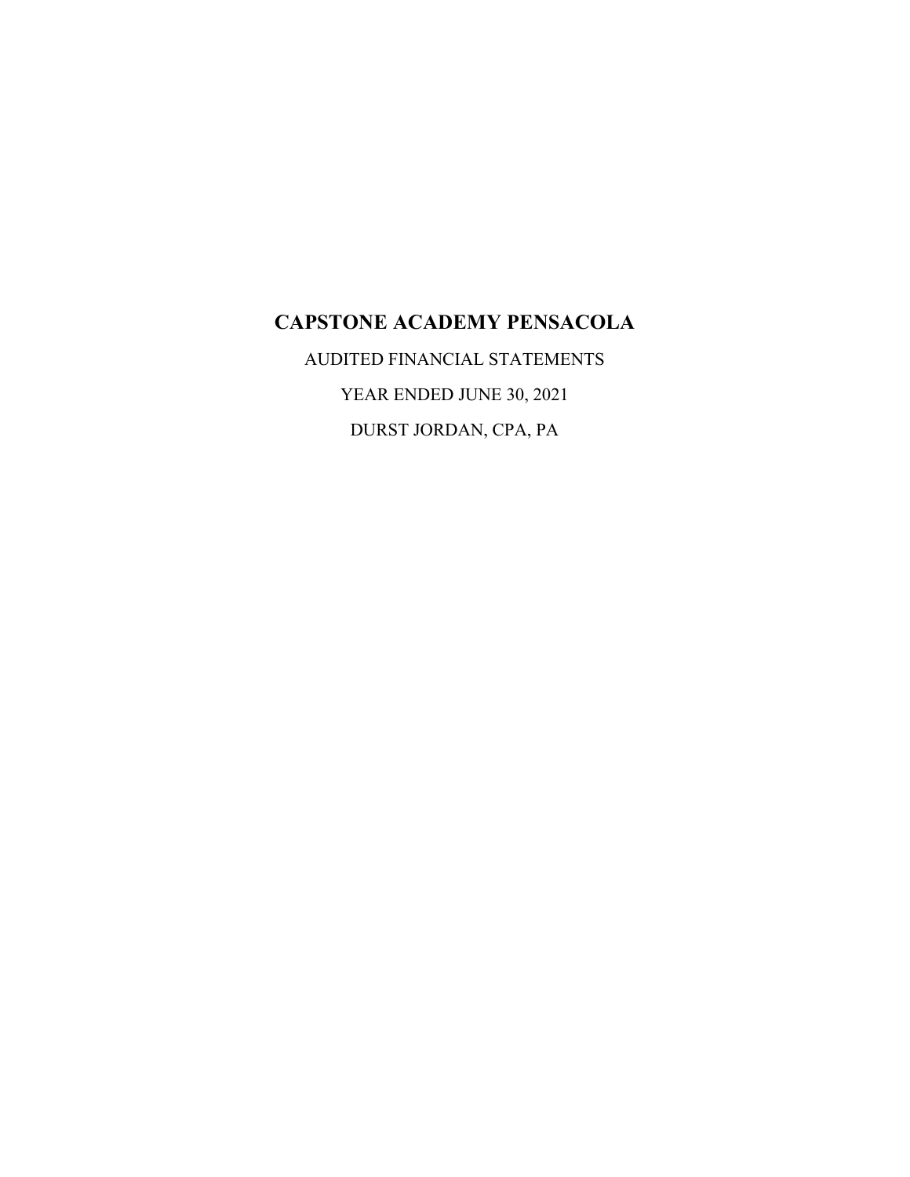# CAPSTONE ACADEMY PENSACOLA

AUDITED FINANCIAL STATEMENTS

YEAR ENDED JUNE 30, 2021

DURST JORDAN, CPA, PA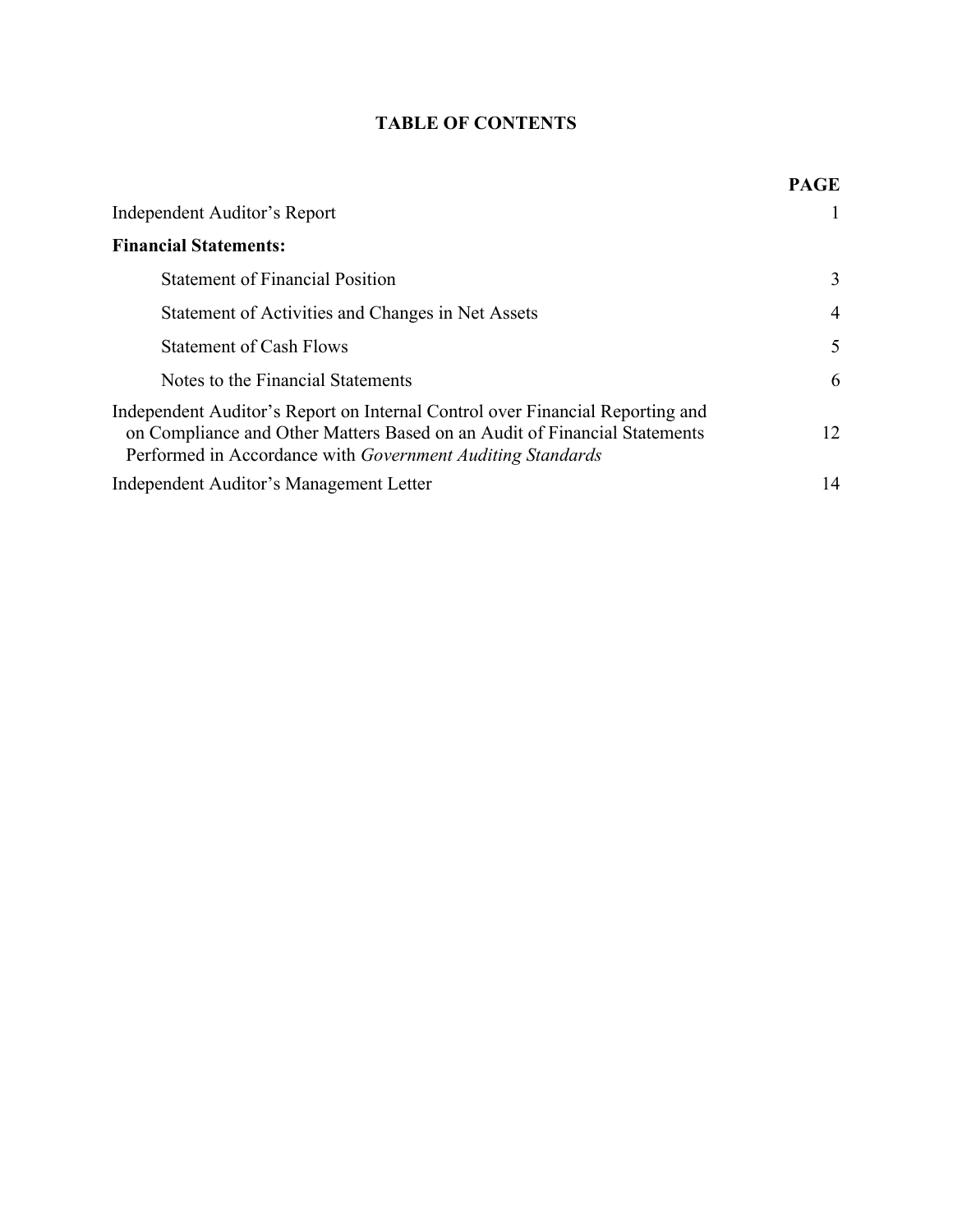# TABLE OF CONTENTS

| | PAGE |
|---|---|
| Independent Auditor's Report | 1 |
| **Financial Statements:** | |
| Statement of Financial Position | 3 |
| Statement of Activities and Changes in Net Assets | 4 |
| Statement of Cash Flows | 5 |
| Notes to the Financial Statements | 6 |
| Independent Auditor's Report on Internal Control over Financial Reporting and on Compliance and Other Matters Based on an Audit of Financial Statements Performed in Accordance with *Government Auditing Standards* | 12 |
| Independent Auditor's Management Letter | 14 |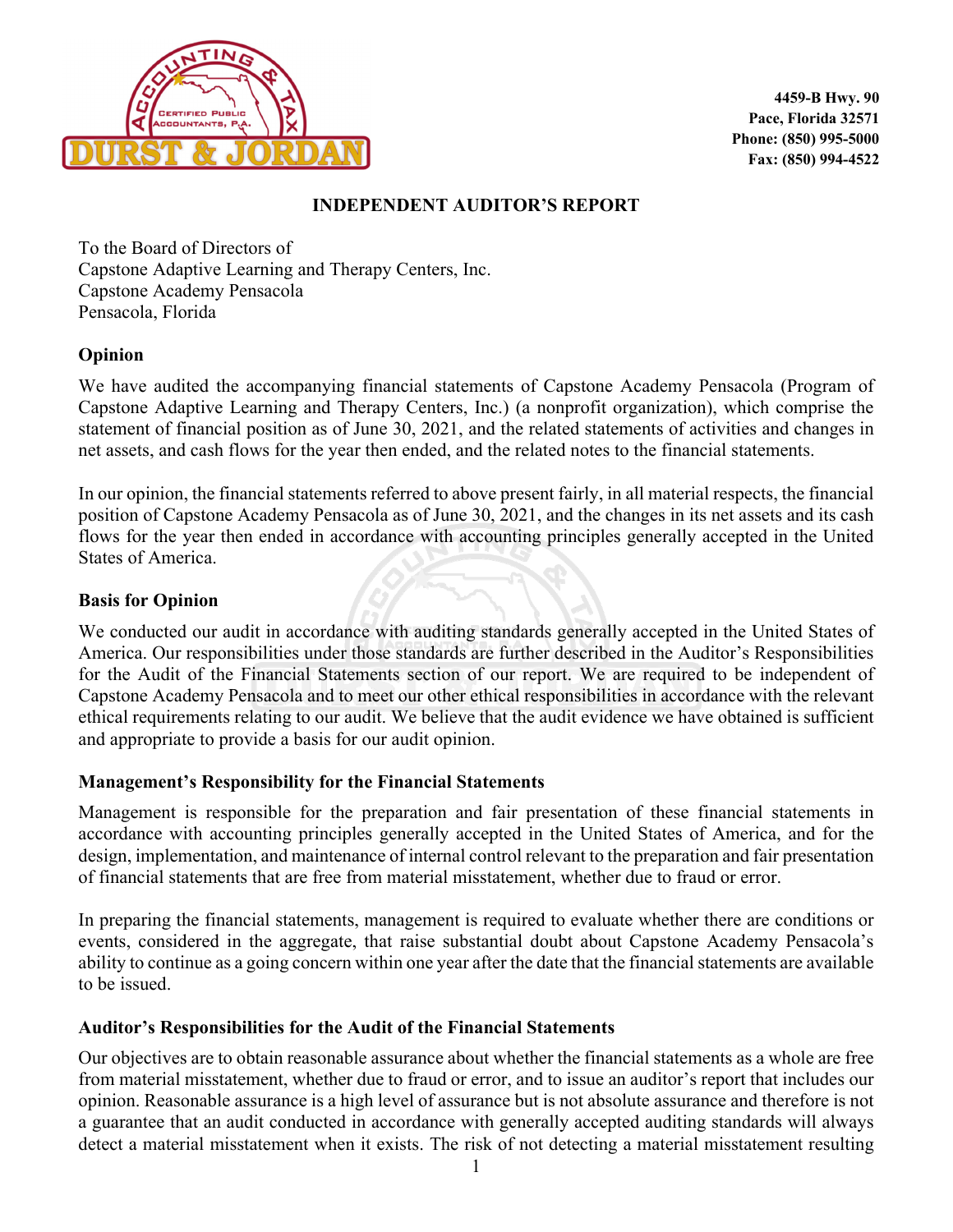4459-B Hwy. 90
Pace, Florida 32571
Phone: (850) 995-5000
Fax: (850) 994-4522

## INDEPENDENT AUDITOR'S REPORT

To the Board of Directors of
Capstone Adaptive Learning and Therapy Centers, Inc.
Capstone Academy Pensacola
Pensacola, Florida

### Opinion

We have audited the accompanying financial statements of Capstone Academy Pensacola (Program of Capstone Adaptive Learning and Therapy Centers, Inc.) (a nonprofit organization), which comprise the statement of financial position as of June 30, 2021, and the related statements of activities and changes in net assets, and cash flows for the year then ended, and the related notes to the financial statements.

In our opinion, the financial statements referred to above present fairly, in all material respects, the financial position of Capstone Academy Pensacola as of June 30, 2021, and the changes in its net assets and its cash flows for the year then ended in accordance with accounting principles generally accepted in the United States of America.

### Basis for Opinion

We conducted our audit in accordance with auditing standards generally accepted in the United States of America. Our responsibilities under those standards are further described in the Auditor's Responsibilities for the Audit of the Financial Statements section of our report. We are required to be independent of Capstone Academy Pensacola and to meet our other ethical responsibilities in accordance with the relevant ethical requirements relating to our audit. We believe that the audit evidence we have obtained is sufficient and appropriate to provide a basis for our audit opinion.

### Management's Responsibility for the Financial Statements

Management is responsible for the preparation and fair presentation of these financial statements in accordance with accounting principles generally accepted in the United States of America, and for the design, implementation, and maintenance of internal control relevant to the preparation and fair presentation of financial statements that are free from material misstatement, whether due to fraud or error.

In preparing the financial statements, management is required to evaluate whether there are conditions or events, considered in the aggregate, that raise substantial doubt about Capstone Academy Pensacola's ability to continue as a going concern within one year after the date that the financial statements are available to be issued.

### Auditor's Responsibilities for the Audit of the Financial Statements

Our objectives are to obtain reasonable assurance about whether the financial statements as a whole are free from material misstatement, whether due to fraud or error, and to issue an auditor's report that includes our opinion. Reasonable assurance is a high level of assurance but is not absolute assurance and therefore is not a guarantee that an audit conducted in accordance with generally accepted auditing standards will always detect a material misstatement when it exists. The risk of not detecting a material misstatement resulting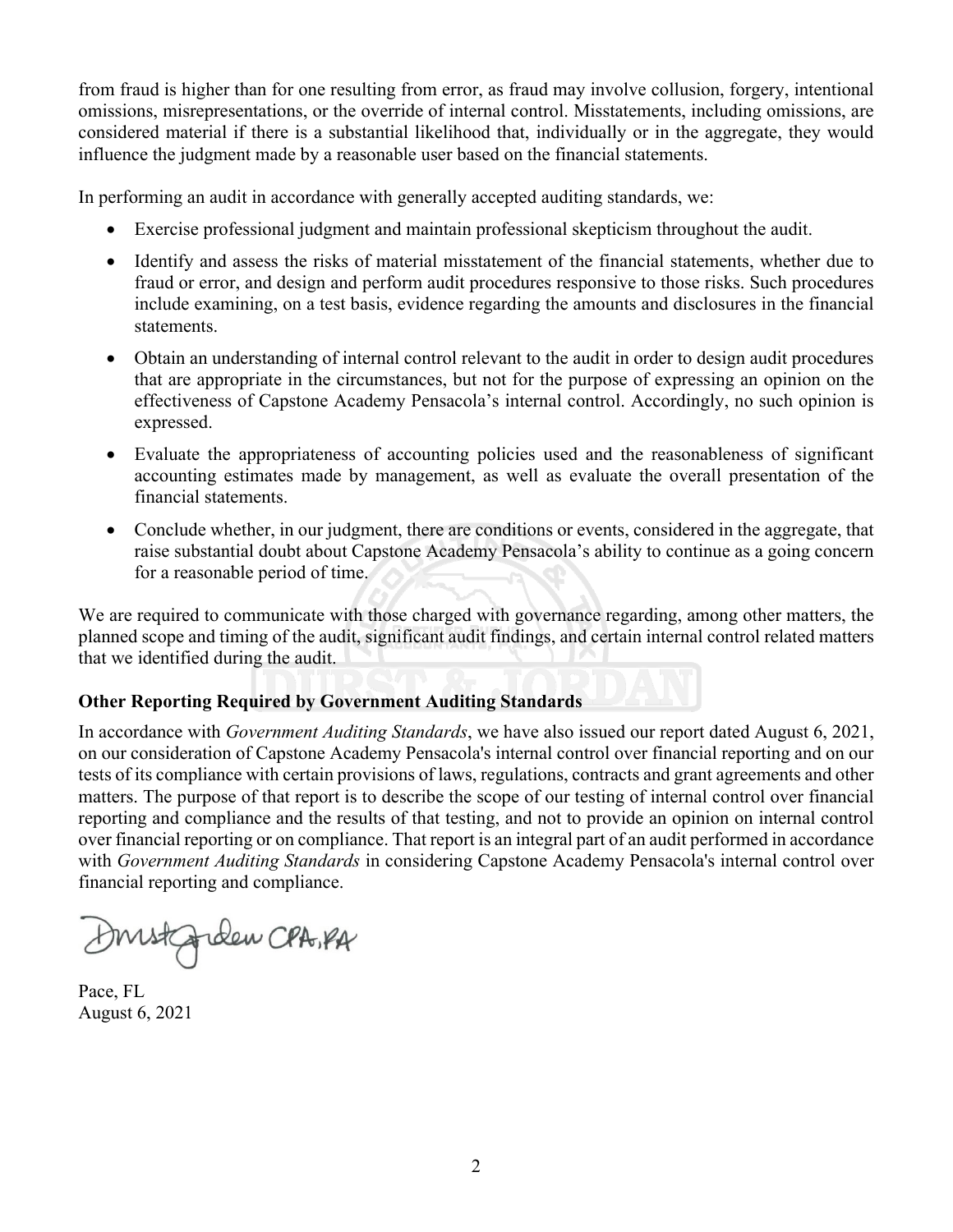from fraud is higher than for one resulting from error, as fraud may involve collusion, forgery, intentional omissions, misrepresentations, or the override of internal control. Misstatements, including omissions, are considered material if there is a substantial likelihood that, individually or in the aggregate, they would influence the judgment made by a reasonable user based on the financial statements.

In performing an audit in accordance with generally accepted auditing standards, we:

- Exercise professional judgment and maintain professional skepticism throughout the audit.
- Identify and assess the risks of material misstatement of the financial statements, whether due to fraud or error, and design and perform audit procedures responsive to those risks. Such procedures include examining, on a test basis, evidence regarding the amounts and disclosures in the financial statements.
- Obtain an understanding of internal control relevant to the audit in order to design audit procedures that are appropriate in the circumstances, but not for the purpose of expressing an opinion on the effectiveness of Capstone Academy Pensacola's internal control. Accordingly, no such opinion is expressed.
- Evaluate the appropriateness of accounting policies used and the reasonableness of significant accounting estimates made by management, as well as evaluate the overall presentation of the financial statements.
- Conclude whether, in our judgment, there are conditions or events, considered in the aggregate, that raise substantial doubt about Capstone Academy Pensacola's ability to continue as a going concern for a reasonable period of time.

We are required to communicate with those charged with governance regarding, among other matters, the planned scope and timing of the audit, significant audit findings, and certain internal control related matters that we identified during the audit.

**Other Reporting Required by Government Auditing Standards**

In accordance with *Government Auditing Standards*, we have also issued our report dated August 6, 2021, on our consideration of Capstone Academy Pensacola's internal control over financial reporting and on our tests of its compliance with certain provisions of laws, regulations, contracts and grant agreements and other matters. The purpose of that report is to describe the scope of our testing of internal control over financial reporting and compliance and the results of that testing, and not to provide an opinion on internal control over financial reporting or on compliance. That report is an integral part of an audit performed in accordance with *Government Auditing Standards* in considering Capstone Academy Pensacola's internal control over financial reporting and compliance.

Durst Jordan CPA, PA

Pace, FL
August 6, 2021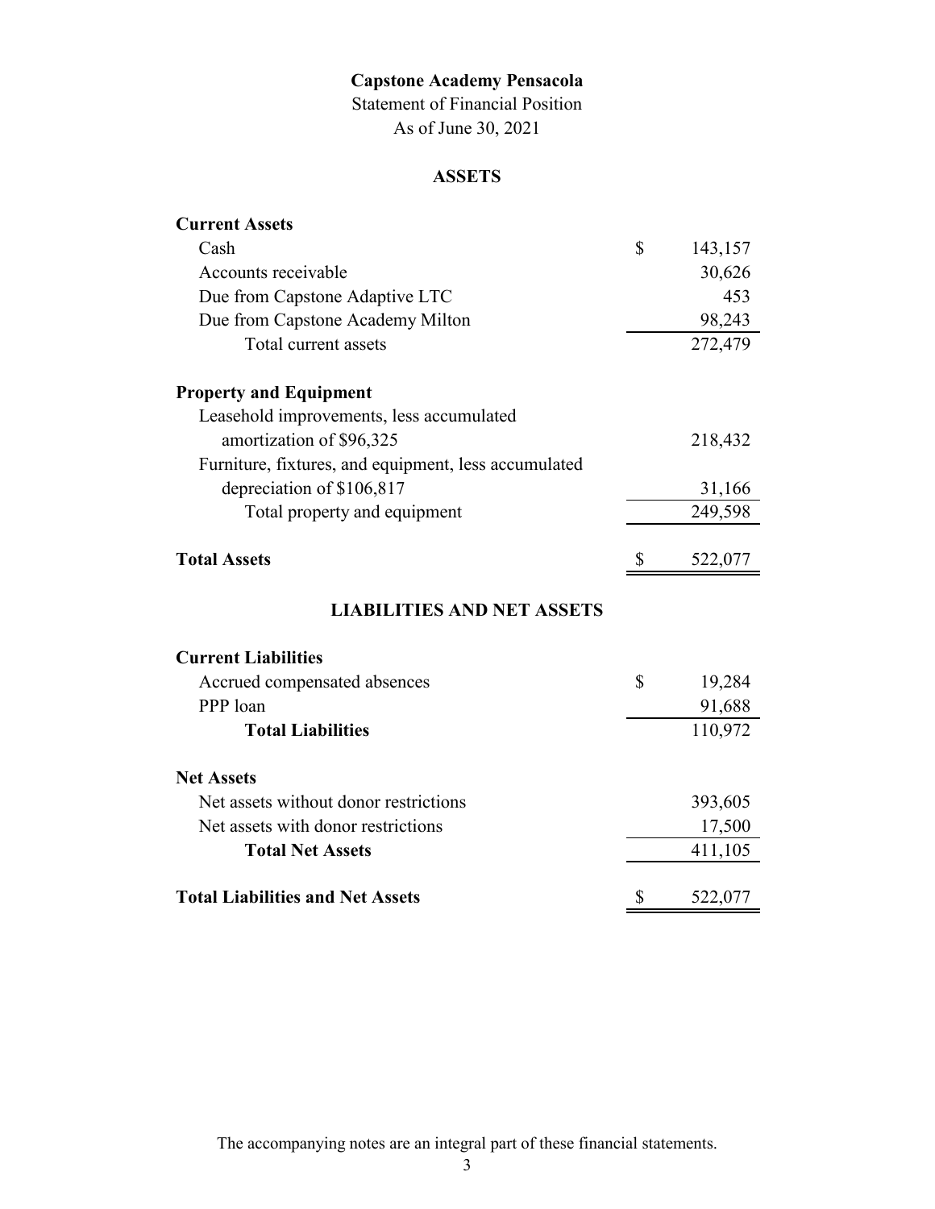# Capstone Academy Pensacola

Statement of Financial Position

As of June 30, 2021

## ASSETS

| | |
|---|---|
| **Current Assets** | |
| Cash | $ 143,157 |
| Accounts receivable | 30,626 |
| Due from Capstone Adaptive LTC | 453 |
| Due from Capstone Academy Milton | 98,243 |
| Total current assets | 272,479 |
| | |
| **Property and Equipment** | |
| Leasehold improvements, less accumulated amortization of $96,325 | 218,432 |
| Furniture, fixtures, and equipment, less accumulated depreciation of $106,817 | 31,166 |
| Total property and equipment | 249,598 |
| | |
| **Total Assets** | $ 522,077 |

## LIABILITIES AND NET ASSETS

| | |
|---|---|
| **Current Liabilities** | |
| Accrued compensated absences | $ 19,284 |
| PPP loan | 91,688 |
| **Total Liabilities** | 110,972 |
| | |
| **Net Assets** | |
| Net assets without donor restrictions | 393,605 |
| Net assets with donor restrictions | 17,500 |
| **Total Net Assets** | 411,105 |
| | |
| **Total Liabilities and Net Assets** | $ 522,077 |

The accompanying notes are an integral part of these financial statements.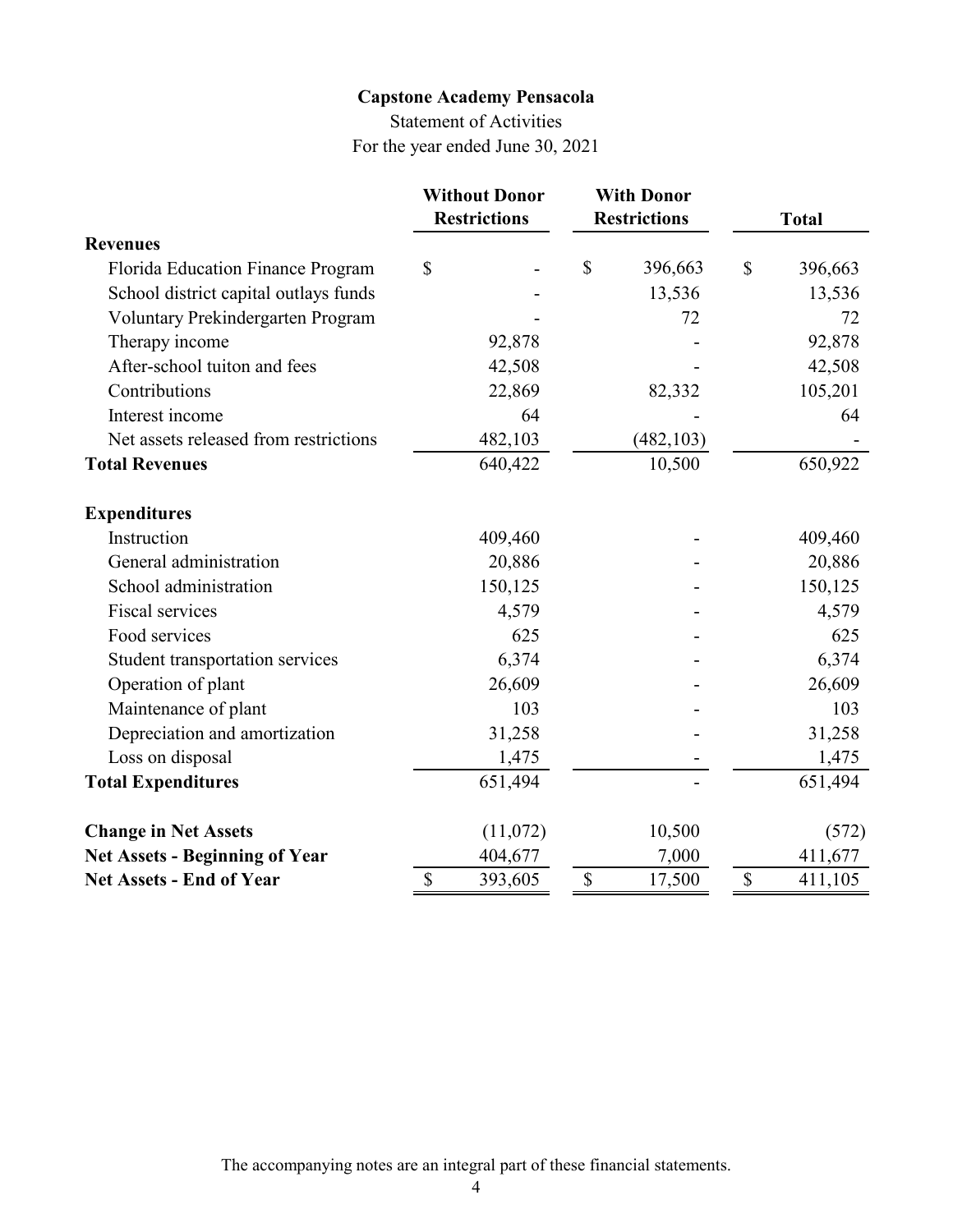# Capstone Academy Pensacola

Statement of Activities

For the year ended June 30, 2021

| | Without Donor Restrictions | With Donor Restrictions | Total |
|---|---|---|---|
| **Revenues** | | | |
| Florida Education Finance Program | $ - | $ 396,663 | $ 396,663 |
| School district capital outlays funds | - | 13,536 | 13,536 |
| Voluntary Prekindergarten Program | - | 72 | 72 |
| Therapy income | 92,878 | - | 92,878 |
| After-school tuiton and fees | 42,508 | - | 42,508 |
| Contributions | 22,869 | 82,332 | 105,201 |
| Interest income | 64 | - | 64 |
| Net assets released from restrictions | 482,103 | (482,103) | - |
| **Total Revenues** | 640,422 | 10,500 | 650,922 |
| **Expenditures** | | | |
| Instruction | 409,460 | - | 409,460 |
| General administration | 20,886 | - | 20,886 |
| School administration | 150,125 | - | 150,125 |
| Fiscal services | 4,579 | - | 4,579 |
| Food services | 625 | - | 625 |
| Student transportation services | 6,374 | - | 6,374 |
| Operation of plant | 26,609 | - | 26,609 |
| Maintenance of plant | 103 | - | 103 |
| Depreciation and amortization | 31,258 | - | 31,258 |
| Loss on disposal | 1,475 | - | 1,475 |
| **Total Expenditures** | 651,494 | - | 651,494 |
| **Change in Net Assets** | (11,072) | 10,500 | (572) |
| **Net Assets - Beginning of Year** | 404,677 | 7,000 | 411,677 |
| **Net Assets - End of Year** | $ 393,605 | $ 17,500 | $ 411,105 |

The accompanying notes are an integral part of these financial statements.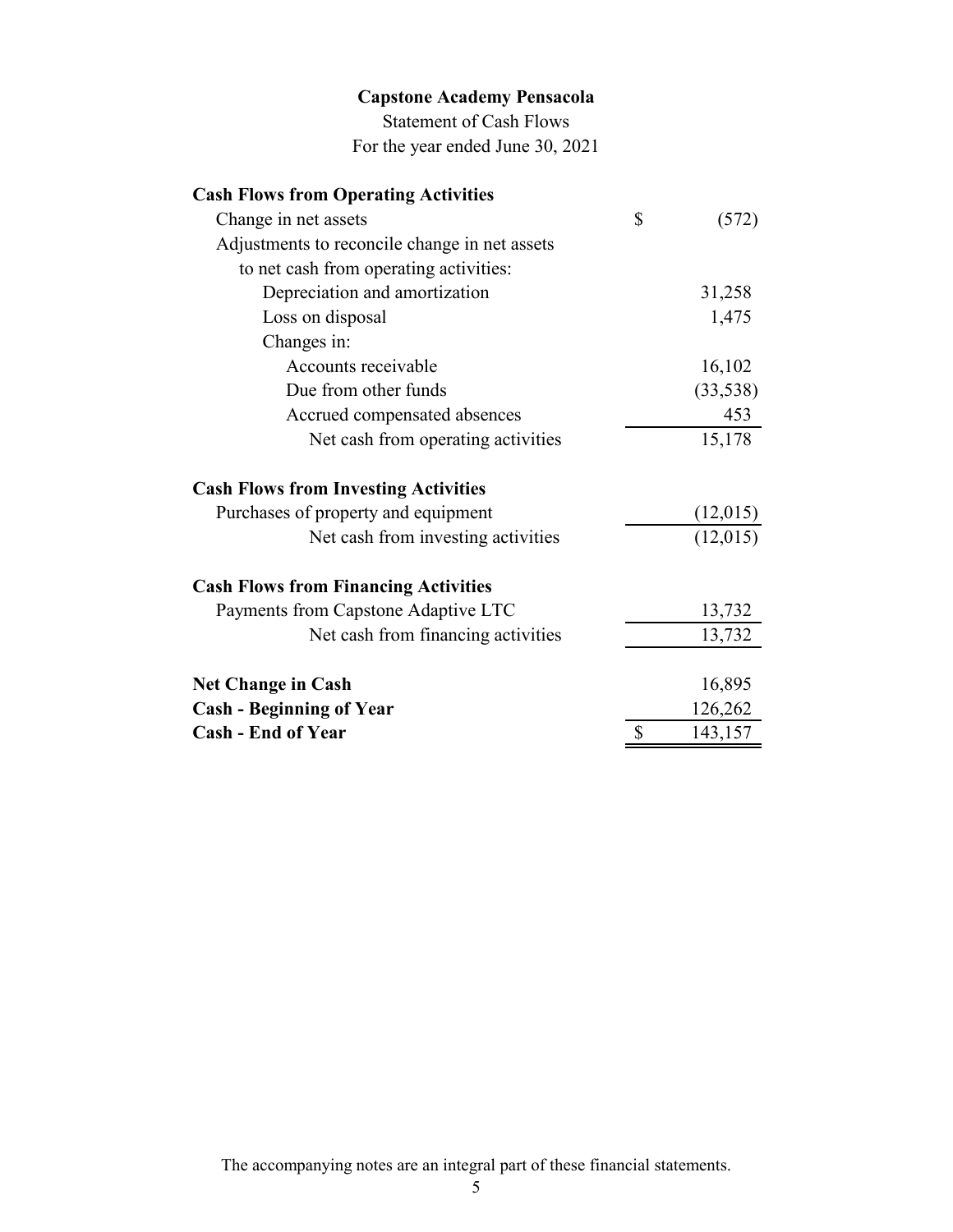**Capstone Academy Pensacola**

Statement of Cash Flows

For the year ended June 30, 2021

| | |
|---|---|
| **Cash Flows from Operating Activities** | |
| Change in net assets | $ (572) |
| Adjustments to reconcile change in net assets to net cash from operating activities: | |
| Depreciation and amortization | 31,258 |
| Loss on disposal | 1,475 |
| Changes in: | |
| Accounts receivable | 16,102 |
| Due from other funds | (33,538) |
| Accrued compensated absences | 453 |
| Net cash from operating activities | 15,178 |
| **Cash Flows from Investing Activities** | |
| Purchases of property and equipment | (12,015) |
| Net cash from investing activities | (12,015) |
| **Cash Flows from Financing Activities** | |
| Payments from Capstone Adaptive LTC | 13,732 |
| Net cash from financing activities | 13,732 |
| **Net Change in Cash** | 16,895 |
| **Cash - Beginning of Year** | 126,262 |
| **Cash - End of Year** | $ 143,157 |

The accompanying notes are an integral part of these financial statements.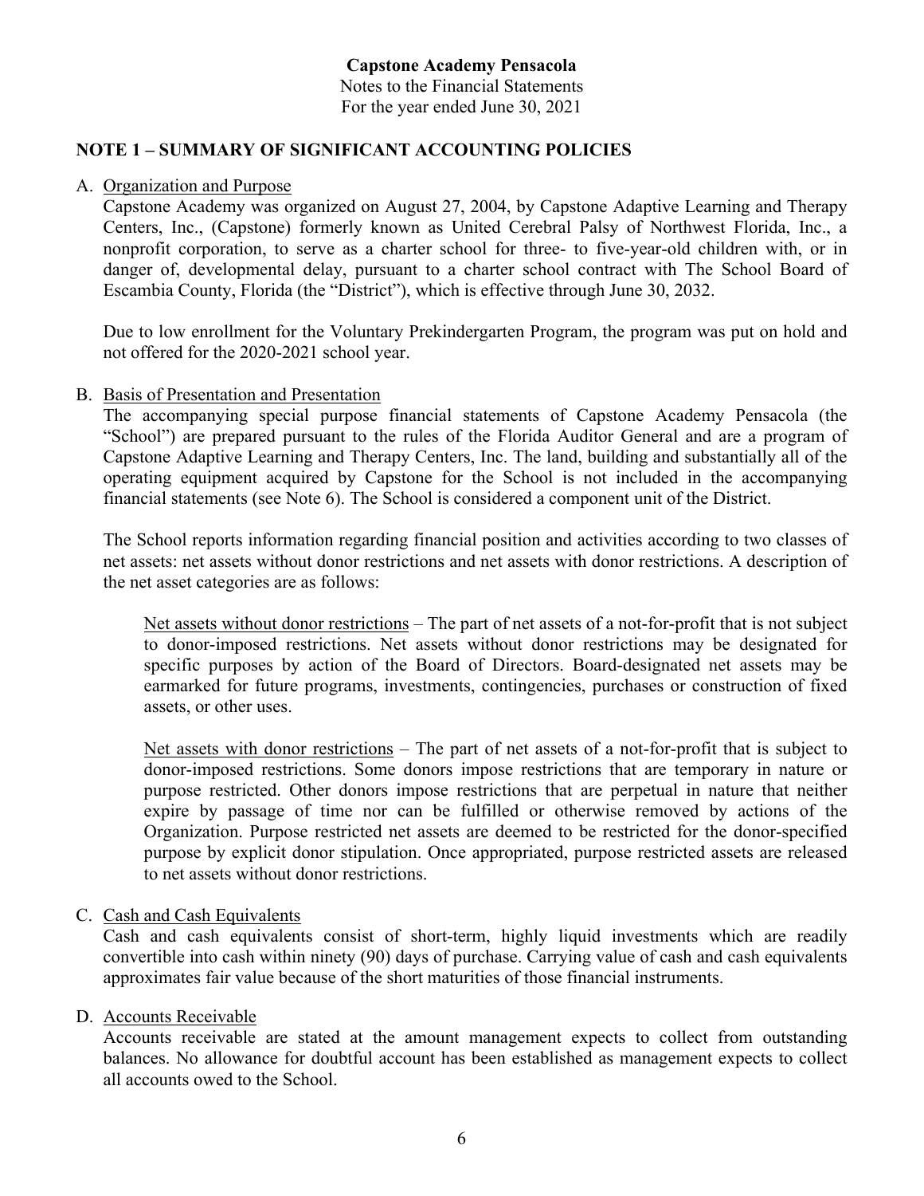**Capstone Academy Pensacola**
Notes to the Financial Statements
For the year ended June 30, 2021

## NOTE 1 – SUMMARY OF SIGNIFICANT ACCOUNTING POLICIES

A. Organization and Purpose

Capstone Academy was organized on August 27, 2004, by Capstone Adaptive Learning and Therapy Centers, Inc., (Capstone) formerly known as United Cerebral Palsy of Northwest Florida, Inc., a nonprofit corporation, to serve as a charter school for three- to five-year-old children with, or in danger of, developmental delay, pursuant to a charter school contract with The School Board of Escambia County, Florida (the "District"), which is effective through June 30, 2032.

Due to low enrollment for the Voluntary Prekindergarten Program, the program was put on hold and not offered for the 2020-2021 school year.

B. Basis of Presentation and Presentation

The accompanying special purpose financial statements of Capstone Academy Pensacola (the "School") are prepared pursuant to the rules of the Florida Auditor General and are a program of Capstone Adaptive Learning and Therapy Centers, Inc. The land, building and substantially all of the operating equipment acquired by Capstone for the School is not included in the accompanying financial statements (see Note 6). The School is considered a component unit of the District.

The School reports information regarding financial position and activities according to two classes of net assets: net assets without donor restrictions and net assets with donor restrictions. A description of the net asset categories are as follows:

Net assets without donor restrictions – The part of net assets of a not-for-profit that is not subject to donor-imposed restrictions. Net assets without donor restrictions may be designated for specific purposes by action of the Board of Directors. Board-designated net assets may be earmarked for future programs, investments, contingencies, purchases or construction of fixed assets, or other uses.

Net assets with donor restrictions – The part of net assets of a not-for-profit that is subject to donor-imposed restrictions. Some donors impose restrictions that are temporary in nature or purpose restricted. Other donors impose restrictions that are perpetual in nature that neither expire by passage of time nor can be fulfilled or otherwise removed by actions of the Organization. Purpose restricted net assets are deemed to be restricted for the donor-specified purpose by explicit donor stipulation. Once appropriated, purpose restricted assets are released to net assets without donor restrictions.

C. Cash and Cash Equivalents

Cash and cash equivalents consist of short-term, highly liquid investments which are readily convertible into cash within ninety (90) days of purchase. Carrying value of cash and cash equivalents approximates fair value because of the short maturities of those financial instruments.

D. Accounts Receivable

Accounts receivable are stated at the amount management expects to collect from outstanding balances. No allowance for doubtful account has been established as management expects to collect all accounts owed to the School.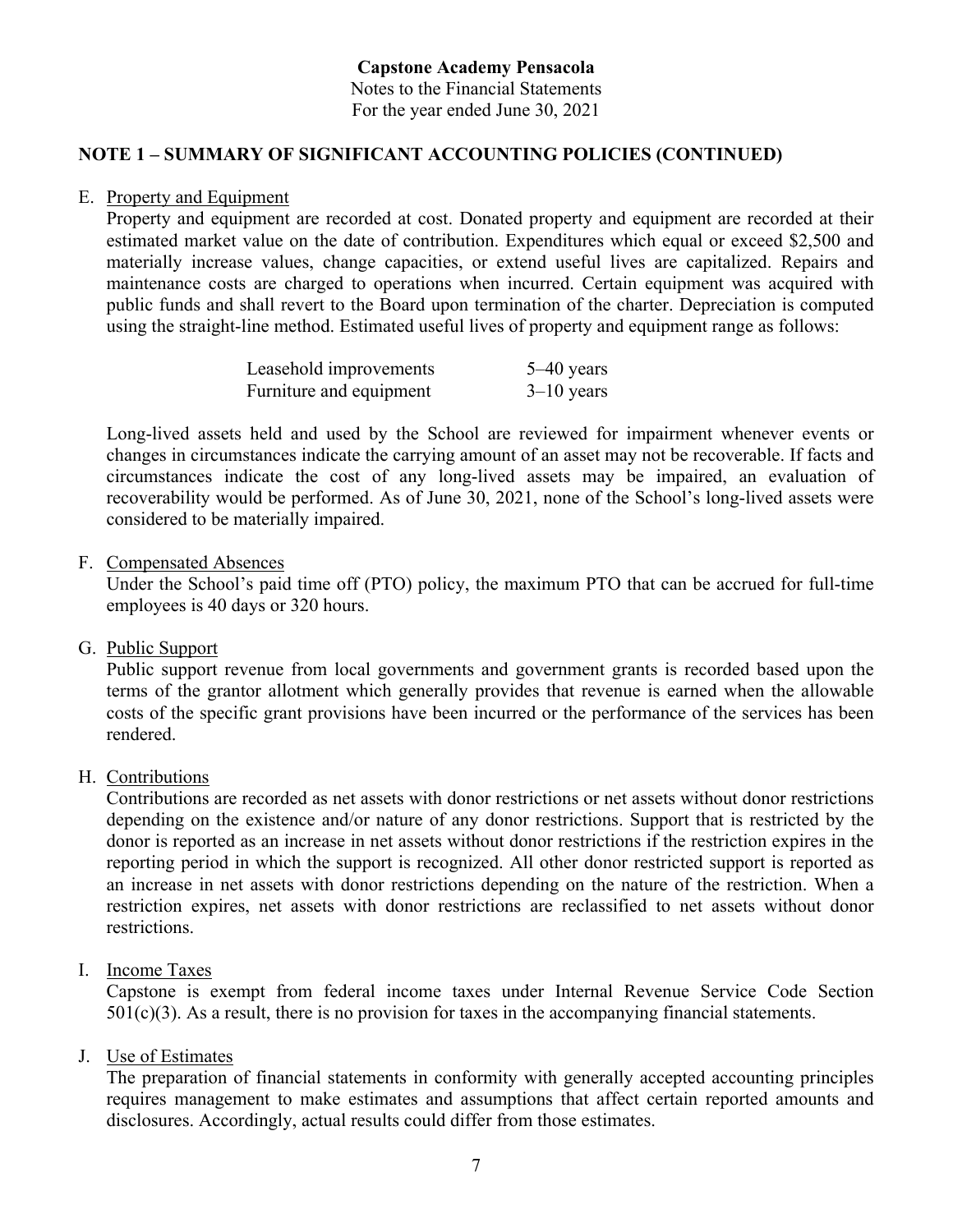**Capstone Academy Pensacola**
Notes to the Financial Statements
For the year ended June 30, 2021

## NOTE 1 – SUMMARY OF SIGNIFICANT ACCOUNTING POLICIES (CONTINUED)

E. Property and Equipment

Property and equipment are recorded at cost. Donated property and equipment are recorded at their estimated market value on the date of contribution. Expenditures which equal or exceed $2,500 and materially increase values, change capacities, or extend useful lives are capitalized. Repairs and maintenance costs are charged to operations when incurred. Certain equipment was acquired with public funds and shall revert to the Board upon termination of the charter. Depreciation is computed using the straight-line method. Estimated useful lives of property and equipment range as follows:

| | |
|---|---|
| Leasehold improvements | 5–40 years |
| Furniture and equipment | 3–10 years |

Long-lived assets held and used by the School are reviewed for impairment whenever events or changes in circumstances indicate the carrying amount of an asset may not be recoverable. If facts and circumstances indicate the cost of any long-lived assets may be impaired, an evaluation of recoverability would be performed. As of June 30, 2021, none of the School's long-lived assets were considered to be materially impaired.

F. Compensated Absences

Under the School's paid time off (PTO) policy, the maximum PTO that can be accrued for full-time employees is 40 days or 320 hours.

G. Public Support

Public support revenue from local governments and government grants is recorded based upon the terms of the grantor allotment which generally provides that revenue is earned when the allowable costs of the specific grant provisions have been incurred or the performance of the services has been rendered.

H. Contributions

Contributions are recorded as net assets with donor restrictions or net assets without donor restrictions depending on the existence and/or nature of any donor restrictions. Support that is restricted by the donor is reported as an increase in net assets without donor restrictions if the restriction expires in the reporting period in which the support is recognized. All other donor restricted support is reported as an increase in net assets with donor restrictions depending on the nature of the restriction. When a restriction expires, net assets with donor restrictions are reclassified to net assets without donor restrictions.

I. Income Taxes

Capstone is exempt from federal income taxes under Internal Revenue Service Code Section 501(c)(3). As a result, there is no provision for taxes in the accompanying financial statements.

J. Use of Estimates

The preparation of financial statements in conformity with generally accepted accounting principles requires management to make estimates and assumptions that affect certain reported amounts and disclosures. Accordingly, actual results could differ from those estimates.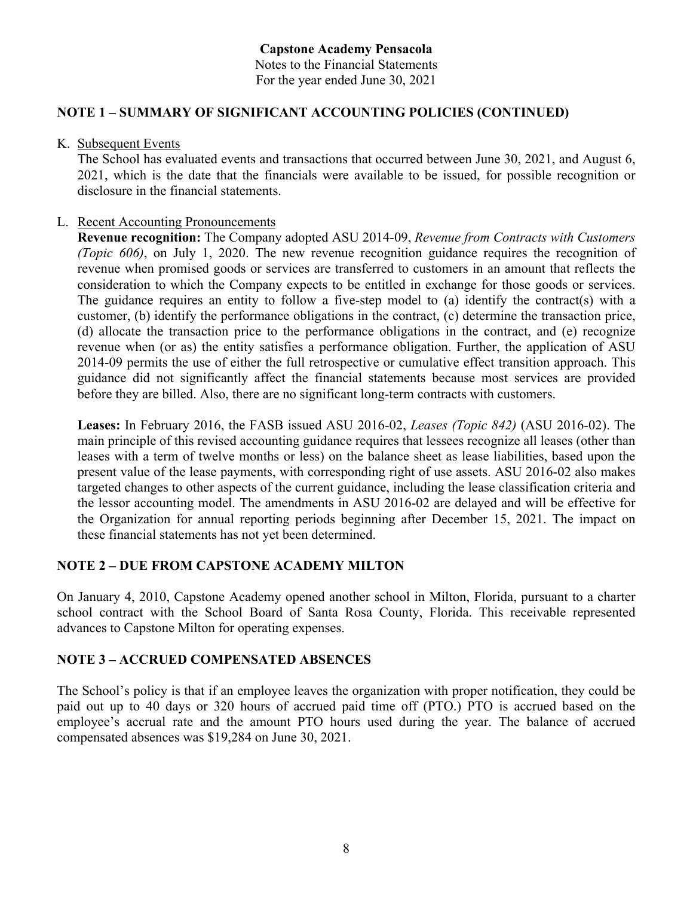**Capstone Academy Pensacola**
Notes to the Financial Statements
For the year ended June 30, 2021

## NOTE 1 – SUMMARY OF SIGNIFICANT ACCOUNTING POLICIES (CONTINUED)

K. Subsequent Events

The School has evaluated events and transactions that occurred between June 30, 2021, and August 6, 2021, which is the date that the financials were available to be issued, for possible recognition or disclosure in the financial statements.

L. Recent Accounting Pronouncements

**Revenue recognition:** The Company adopted ASU 2014-09, *Revenue from Contracts with Customers (Topic 606)*, on July 1, 2020. The new revenue recognition guidance requires the recognition of revenue when promised goods or services are transferred to customers in an amount that reflects the consideration to which the Company expects to be entitled in exchange for those goods or services. The guidance requires an entity to follow a five-step model to (a) identify the contract(s) with a customer, (b) identify the performance obligations in the contract, (c) determine the transaction price, (d) allocate the transaction price to the performance obligations in the contract, and (e) recognize revenue when (or as) the entity satisfies a performance obligation. Further, the application of ASU 2014-09 permits the use of either the full retrospective or cumulative effect transition approach. This guidance did not significantly affect the financial statements because most services are provided before they are billed. Also, there are no significant long-term contracts with customers.

**Leases:** In February 2016, the FASB issued ASU 2016-02, *Leases (Topic 842)* (ASU 2016-02). The main principle of this revised accounting guidance requires that lessees recognize all leases (other than leases with a term of twelve months or less) on the balance sheet as lease liabilities, based upon the present value of the lease payments, with corresponding right of use assets. ASU 2016-02 also makes targeted changes to other aspects of the current guidance, including the lease classification criteria and the lessor accounting model. The amendments in ASU 2016-02 are delayed and will be effective for the Organization for annual reporting periods beginning after December 15, 2021. The impact on these financial statements has not yet been determined.

## NOTE 2 – DUE FROM CAPSTONE ACADEMY MILTON

On January 4, 2010, Capstone Academy opened another school in Milton, Florida, pursuant to a charter school contract with the School Board of Santa Rosa County, Florida. This receivable represented advances to Capstone Milton for operating expenses.

## NOTE 3 – ACCRUED COMPENSATED ABSENCES

The School's policy is that if an employee leaves the organization with proper notification, they could be paid out up to 40 days or 320 hours of accrued paid time off (PTO.) PTO is accrued based on the employee's accrual rate and the amount PTO hours used during the year. The balance of accrued compensated absences was $19,284 on June 30, 2021.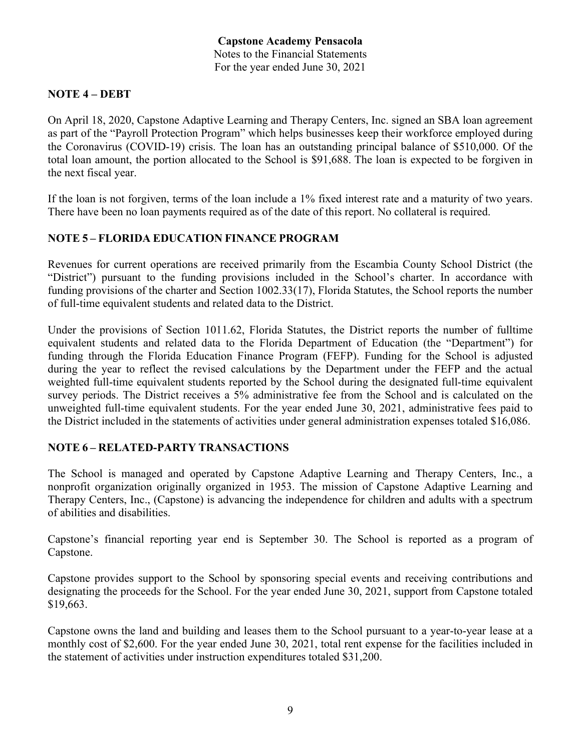**Capstone Academy Pensacola**
Notes to the Financial Statements
For the year ended June 30, 2021

## NOTE 4 – DEBT

On April 18, 2020, Capstone Adaptive Learning and Therapy Centers, Inc. signed an SBA loan agreement as part of the "Payroll Protection Program" which helps businesses keep their workforce employed during the Coronavirus (COVID-19) crisis. The loan has an outstanding principal balance of $510,000. Of the total loan amount, the portion allocated to the School is $91,688. The loan is expected to be forgiven in the next fiscal year.

If the loan is not forgiven, terms of the loan include a 1% fixed interest rate and a maturity of two years. There have been no loan payments required as of the date of this report. No collateral is required.

## NOTE 5 – FLORIDA EDUCATION FINANCE PROGRAM

Revenues for current operations are received primarily from the Escambia County School District (the "District") pursuant to the funding provisions included in the School's charter. In accordance with funding provisions of the charter and Section 1002.33(17), Florida Statutes, the School reports the number of full-time equivalent students and related data to the District.

Under the provisions of Section 1011.62, Florida Statutes, the District reports the number of fulltime equivalent students and related data to the Florida Department of Education (the "Department") for funding through the Florida Education Finance Program (FEFP). Funding for the School is adjusted during the year to reflect the revised calculations by the Department under the FEFP and the actual weighted full-time equivalent students reported by the School during the designated full-time equivalent survey periods. The District receives a 5% administrative fee from the School and is calculated on the unweighted full-time equivalent students. For the year ended June 30, 2021, administrative fees paid to the District included in the statements of activities under general administration expenses totaled $16,086.

## NOTE 6 – RELATED-PARTY TRANSACTIONS

The School is managed and operated by Capstone Adaptive Learning and Therapy Centers, Inc., a nonprofit organization originally organized in 1953. The mission of Capstone Adaptive Learning and Therapy Centers, Inc., (Capstone) is advancing the independence for children and adults with a spectrum of abilities and disabilities.

Capstone's financial reporting year end is September 30. The School is reported as a program of Capstone.

Capstone provides support to the School by sponsoring special events and receiving contributions and designating the proceeds for the School. For the year ended June 30, 2021, support from Capstone totaled $19,663.

Capstone owns the land and building and leases them to the School pursuant to a year-to-year lease at a monthly cost of $2,600. For the year ended June 30, 2021, total rent expense for the facilities included in the statement of activities under instruction expenditures totaled $31,200.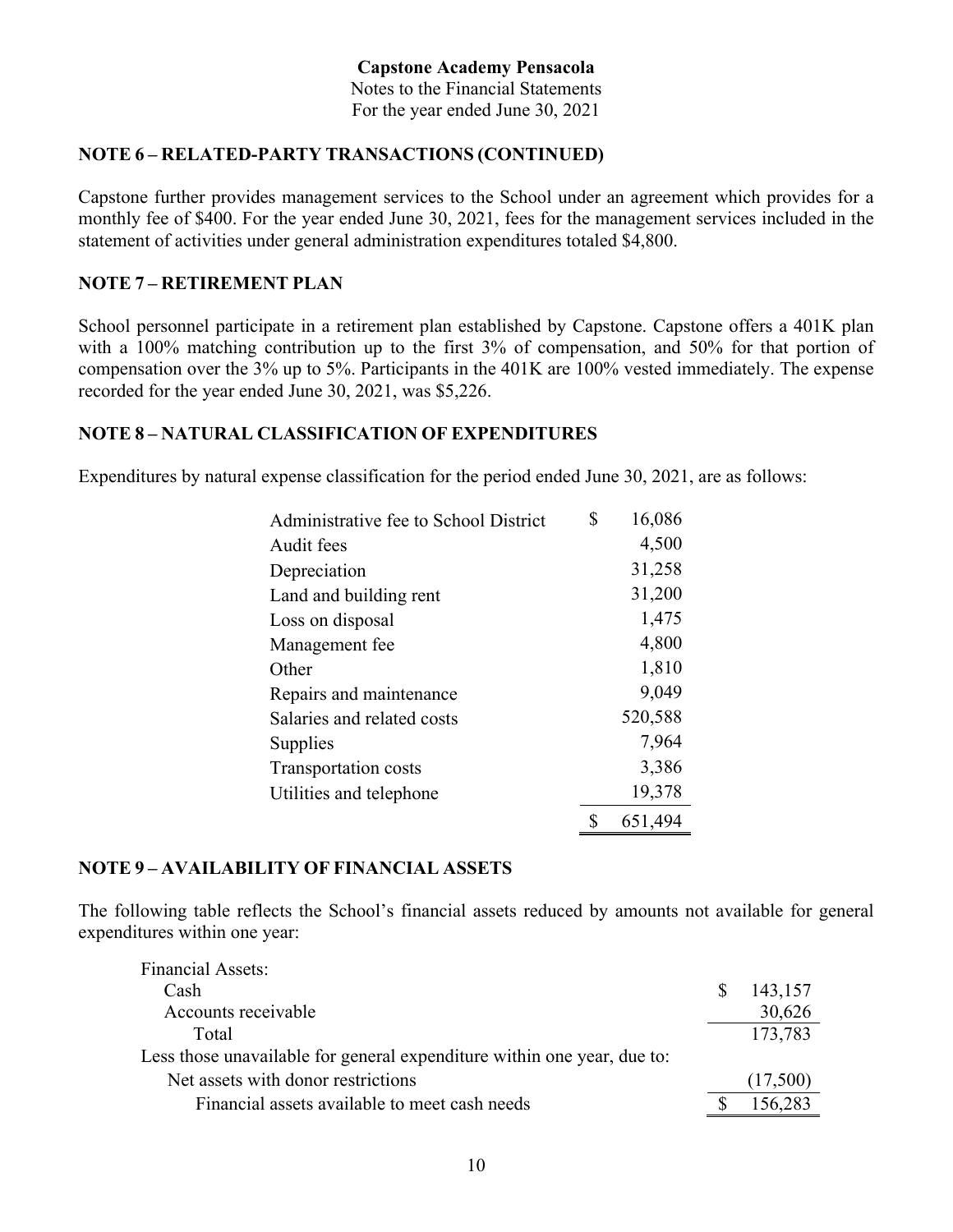**Capstone Academy Pensacola**
Notes to the Financial Statements
For the year ended June 30, 2021

## NOTE 6 – RELATED-PARTY TRANSACTIONS (CONTINUED)

Capstone further provides management services to the School under an agreement which provides for a monthly fee of $400. For the year ended June 30, 2021, fees for the management services included in the statement of activities under general administration expenditures totaled $4,800.

## NOTE 7 – RETIREMENT PLAN

School personnel participate in a retirement plan established by Capstone. Capstone offers a 401K plan with a 100% matching contribution up to the first 3% of compensation, and 50% for that portion of compensation over the 3% up to 5%. Participants in the 401K are 100% vested immediately. The expense recorded for the year ended June 30, 2021, was $5,226.

## NOTE 8 – NATURAL CLASSIFICATION OF EXPENDITURES

Expenditures by natural expense classification for the period ended June 30, 2021, are as follows:

| | |
|---|---|
| Administrative fee to School District | $ 16,086 |
| Audit fees | 4,500 |
| Depreciation | 31,258 |
| Land and building rent | 31,200 |
| Loss on disposal | 1,475 |
| Management fee | 4,800 |
| Other | 1,810 |
| Repairs and maintenance | 9,049 |
| Salaries and related costs | 520,588 |
| Supplies | 7,964 |
| Transportation costs | 3,386 |
| Utilities and telephone | 19,378 |
| | $ 651,494 |

## NOTE 9 – AVAILABILITY OF FINANCIAL ASSETS

The following table reflects the School's financial assets reduced by amounts not available for general expenditures within one year:

| | |
|---|---|
| Financial Assets: | |
| Cash | $ 143,157 |
| Accounts receivable | 30,626 |
| Total | 173,783 |
| Less those unavailable for general expenditure within one year, due to: | |
| Net assets with donor restrictions | (17,500) |
| Financial assets available to meet cash needs | $ 156,283 |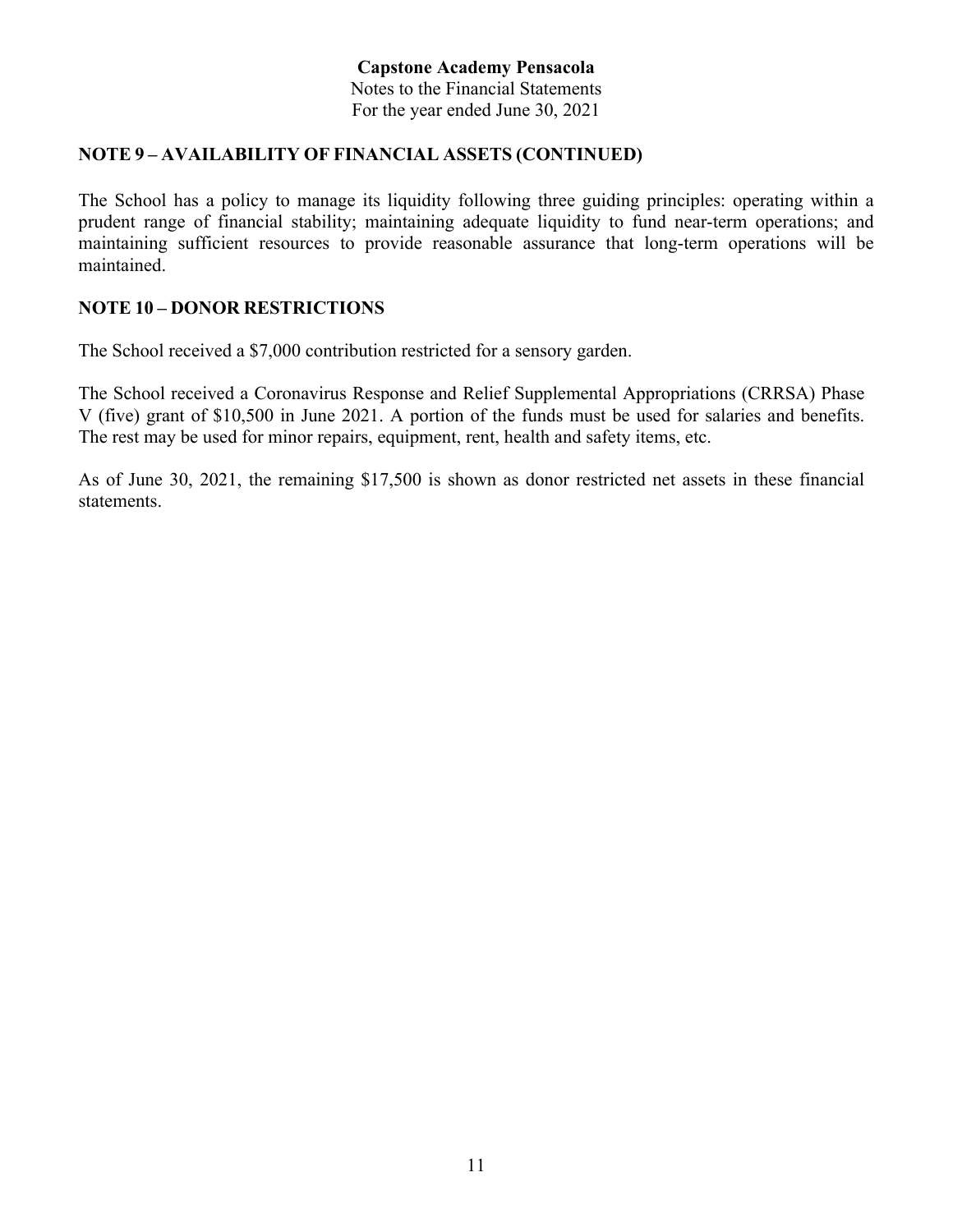## NOTE 9 – AVAILABILITY OF FINANCIAL ASSETS (CONTINUED)

The School has a policy to manage its liquidity following three guiding principles: operating within a prudent range of financial stability; maintaining adequate liquidity to fund near-term operations; and maintaining sufficient resources to provide reasonable assurance that long-term operations will be maintained.

## NOTE 10 – DONOR RESTRICTIONS

The School received a $7,000 contribution restricted for a sensory garden.

The School received a Coronavirus Response and Relief Supplemental Appropriations (CRRSA) Phase V (five) grant of $10,500 in June 2021. A portion of the funds must be used for salaries and benefits. The rest may be used for minor repairs, equipment, rent, health and safety items, etc.

As of June 30, 2021, the remaining $17,500 is shown as donor restricted net assets in these financial statements.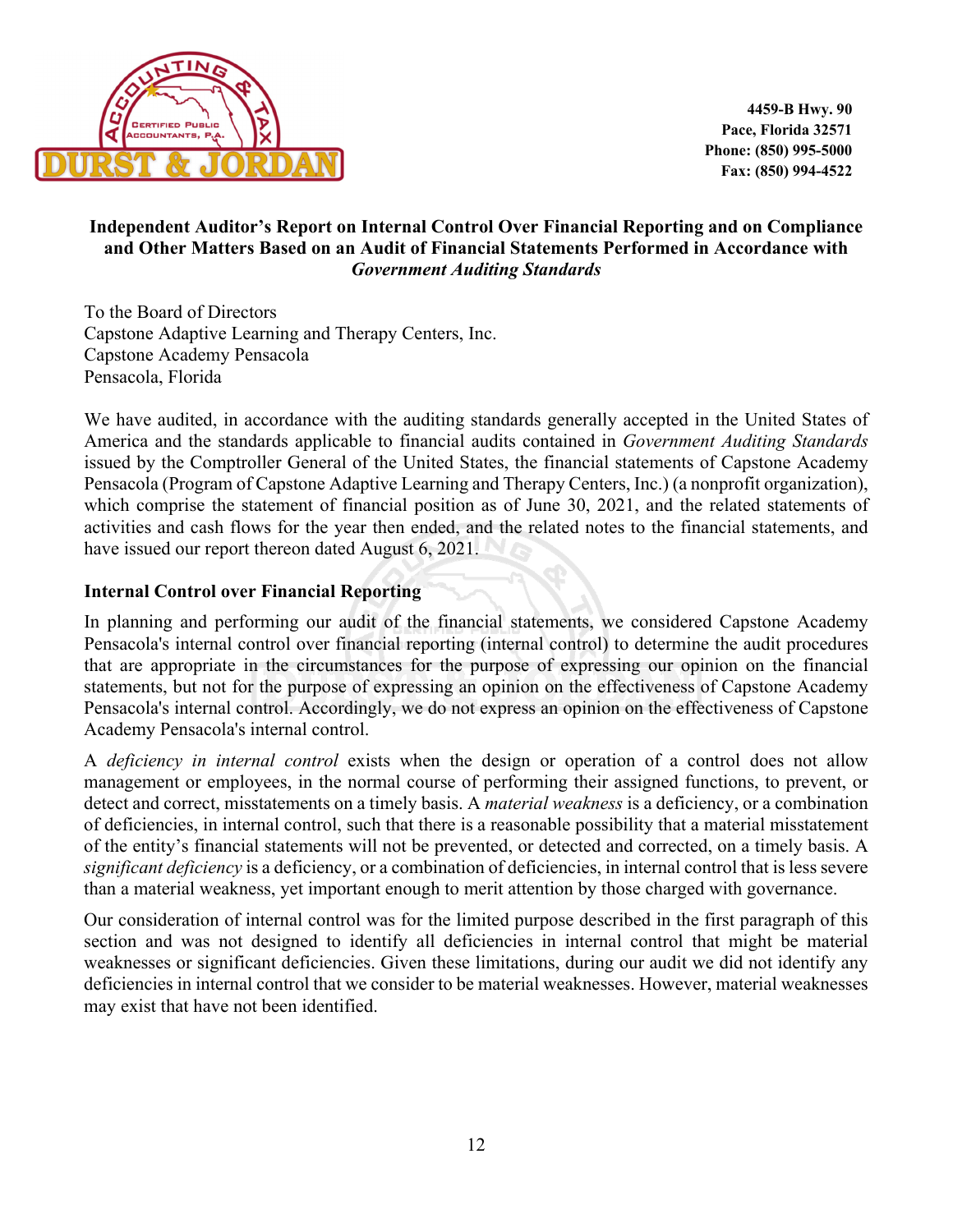DURST & JORDAN

Certified Public Accountants, P.A.

Accounting & Tax

**4459-B Hwy. 90**
**Pace, Florida 32571**
**Phone: (850) 995-5000**
**Fax: (850) 994-4522**

## Independent Auditor's Report on Internal Control Over Financial Reporting and on Compliance and Other Matters Based on an Audit of Financial Statements Performed in Accordance with *Government Auditing Standards*

To the Board of Directors
Capstone Adaptive Learning and Therapy Centers, Inc.
Capstone Academy Pensacola
Pensacola, Florida

We have audited, in accordance with the auditing standards generally accepted in the United States of America and the standards applicable to financial audits contained in *Government Auditing Standards* issued by the Comptroller General of the United States, the financial statements of Capstone Academy Pensacola (Program of Capstone Adaptive Learning and Therapy Centers, Inc.) (a nonprofit organization), which comprise the statement of financial position as of June 30, 2021, and the related statements of activities and cash flows for the year then ended, and the related notes to the financial statements, and have issued our report thereon dated August 6, 2021.

### Internal Control over Financial Reporting

In planning and performing our audit of the financial statements, we considered Capstone Academy Pensacola's internal control over financial reporting (internal control) to determine the audit procedures that are appropriate in the circumstances for the purpose of expressing our opinion on the financial statements, but not for the purpose of expressing an opinion on the effectiveness of Capstone Academy Pensacola's internal control. Accordingly, we do not express an opinion on the effectiveness of Capstone Academy Pensacola's internal control.

A *deficiency in internal control* exists when the design or operation of a control does not allow management or employees, in the normal course of performing their assigned functions, to prevent, or detect and correct, misstatements on a timely basis. A *material weakness* is a deficiency, or a combination of deficiencies, in internal control, such that there is a reasonable possibility that a material misstatement of the entity's financial statements will not be prevented, or detected and corrected, on a timely basis. A *significant deficiency* is a deficiency, or a combination of deficiencies, in internal control that is less severe than a material weakness, yet important enough to merit attention by those charged with governance.

Our consideration of internal control was for the limited purpose described in the first paragraph of this section and was not designed to identify all deficiencies in internal control that might be material weaknesses or significant deficiencies. Given these limitations, during our audit we did not identify any deficiencies in internal control that we consider to be material weaknesses. However, material weaknesses may exist that have not been identified.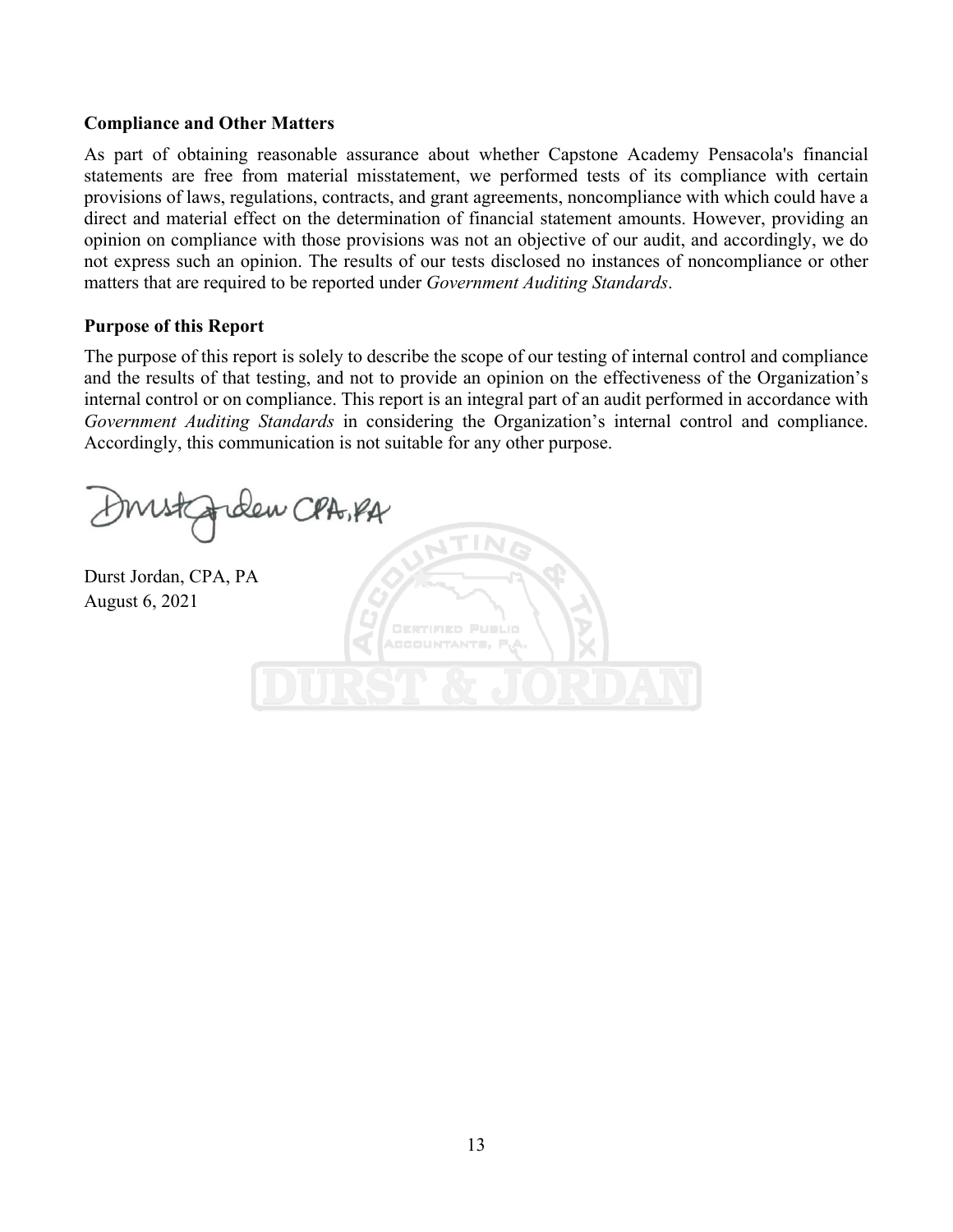**Compliance and Other Matters**

As part of obtaining reasonable assurance about whether Capstone Academy Pensacola's financial statements are free from material misstatement, we performed tests of its compliance with certain provisions of laws, regulations, contracts, and grant agreements, noncompliance with which could have a direct and material effect on the determination of financial statement amounts. However, providing an opinion on compliance with those provisions was not an objective of our audit, and accordingly, we do not express such an opinion. The results of our tests disclosed no instances of noncompliance or other matters that are required to be reported under *Government Auditing Standards*.

**Purpose of this Report**

The purpose of this report is solely to describe the scope of our testing of internal control and compliance and the results of that testing, and not to provide an opinion on the effectiveness of the Organization's internal control or on compliance. This report is an integral part of an audit performed in accordance with *Government Auditing Standards* in considering the Organization's internal control and compliance. Accordingly, this communication is not suitable for any other purpose.

Durst Jordan CPA, PA

Durst Jordan, CPA, PA
August 6, 2021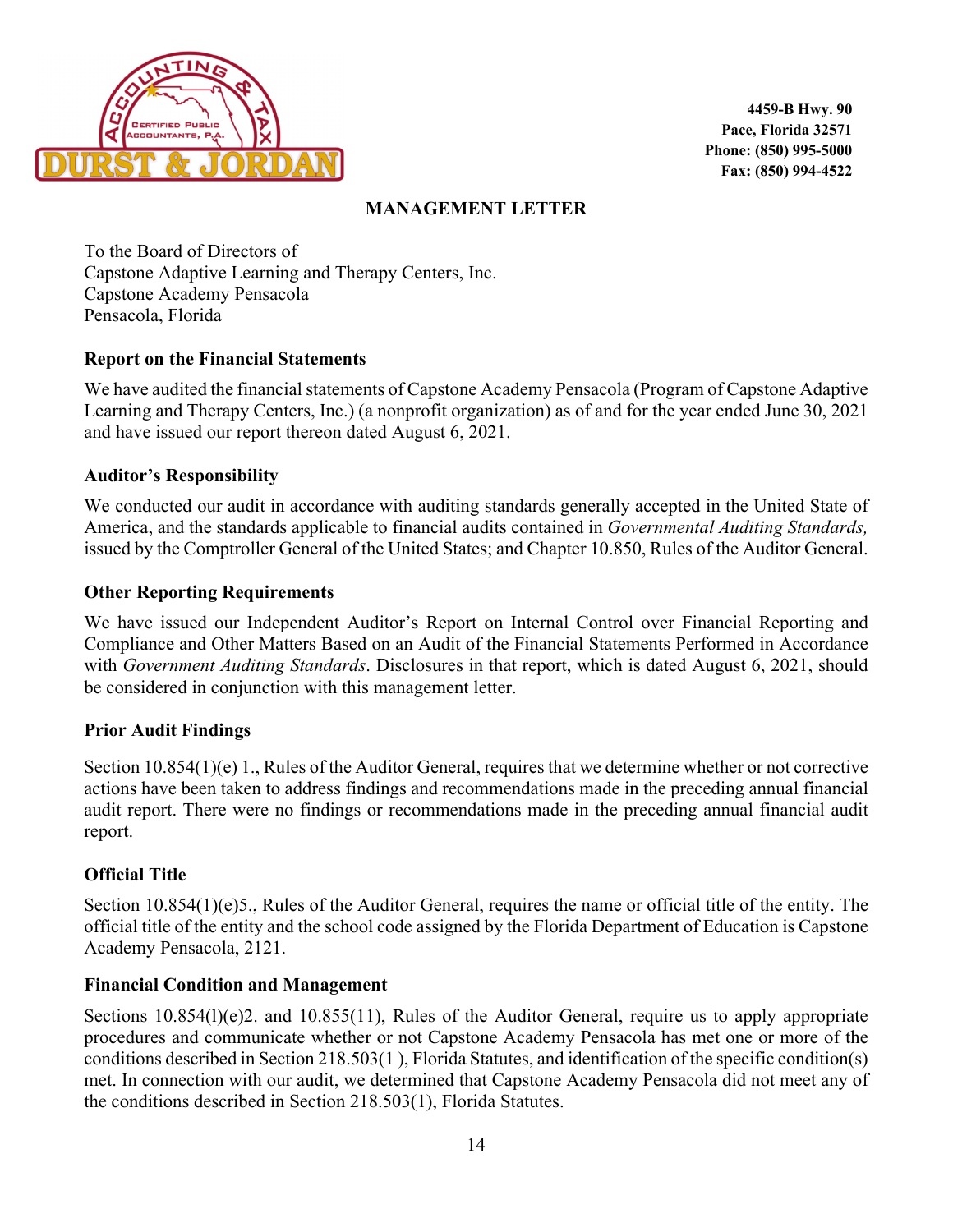4459-B Hwy. 90
Pace, Florida 32571
Phone: (850) 995-5000
Fax: (850) 994-4522

## MANAGEMENT LETTER

To the Board of Directors of
Capstone Adaptive Learning and Therapy Centers, Inc.
Capstone Academy Pensacola
Pensacola, Florida

### Report on the Financial Statements

We have audited the financial statements of Capstone Academy Pensacola (Program of Capstone Adaptive Learning and Therapy Centers, Inc.) (a nonprofit organization) as of and for the year ended June 30, 2021 and have issued our report thereon dated August 6, 2021.

### Auditor's Responsibility

We conducted our audit in accordance with auditing standards generally accepted in the United State of America, and the standards applicable to financial audits contained in *Governmental Auditing Standards,* issued by the Comptroller General of the United States; and Chapter 10.850, Rules of the Auditor General.

### Other Reporting Requirements

We have issued our Independent Auditor's Report on Internal Control over Financial Reporting and Compliance and Other Matters Based on an Audit of the Financial Statements Performed in Accordance with *Government Auditing Standards*. Disclosures in that report, which is dated August 6, 2021, should be considered in conjunction with this management letter.

### Prior Audit Findings

Section 10.854(1)(e) 1., Rules of the Auditor General, requires that we determine whether or not corrective actions have been taken to address findings and recommendations made in the preceding annual financial audit report. There were no findings or recommendations made in the preceding annual financial audit report.

### Official Title

Section 10.854(1)(e)5., Rules of the Auditor General, requires the name or official title of the entity. The official title of the entity and the school code assigned by the Florida Department of Education is Capstone Academy Pensacola, 2121.

### Financial Condition and Management

Sections 10.854(l)(e)2. and 10.855(11), Rules of the Auditor General, require us to apply appropriate procedures and communicate whether or not Capstone Academy Pensacola has met one or more of the conditions described in Section 218.503(1 ), Florida Statutes, and identification of the specific condition(s) met. In connection with our audit, we determined that Capstone Academy Pensacola did not meet any of the conditions described in Section 218.503(1), Florida Statutes.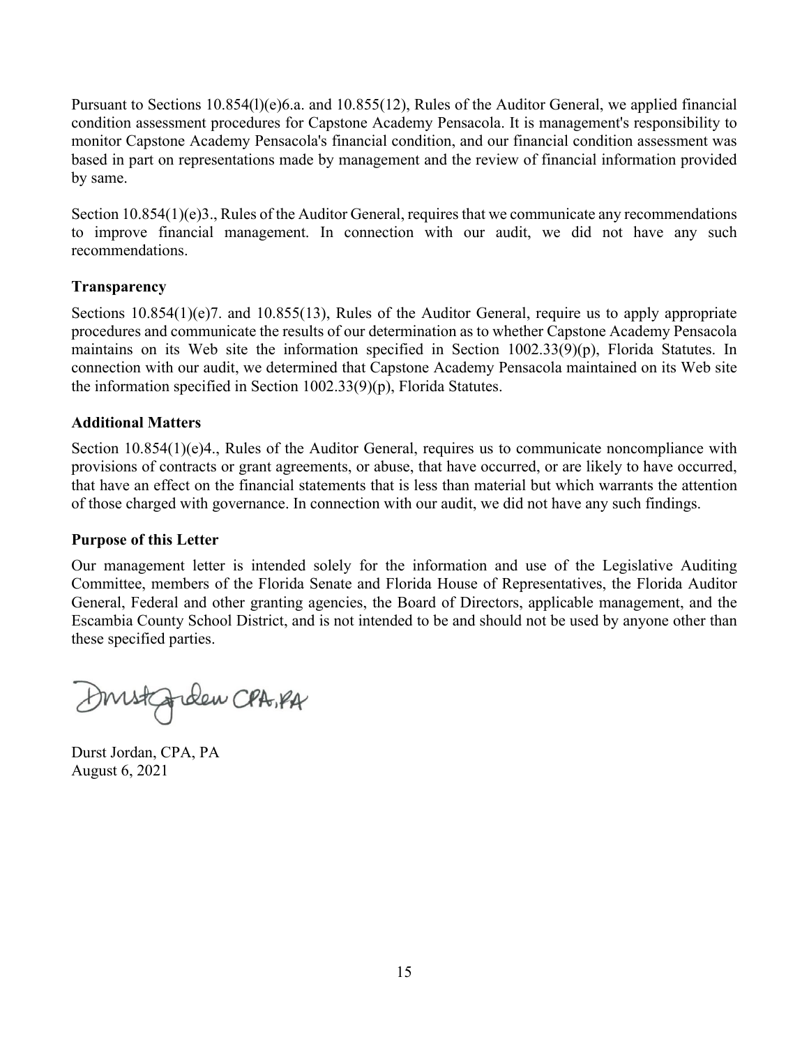Pursuant to Sections 10.854(l)(e)6.a. and 10.855(12), Rules of the Auditor General, we applied financial condition assessment procedures for Capstone Academy Pensacola. It is management's responsibility to monitor Capstone Academy Pensacola's financial condition, and our financial condition assessment was based in part on representations made by management and the review of financial information provided by same.

Section 10.854(1)(e)3., Rules of the Auditor General, requires that we communicate any recommendations to improve financial management. In connection with our audit, we did not have any such recommendations.

**Transparency**

Sections 10.854(1)(e)7. and 10.855(13), Rules of the Auditor General, require us to apply appropriate procedures and communicate the results of our determination as to whether Capstone Academy Pensacola maintains on its Web site the information specified in Section 1002.33(9)(p), Florida Statutes. In connection with our audit, we determined that Capstone Academy Pensacola maintained on its Web site the information specified in Section 1002.33(9)(p), Florida Statutes.

**Additional Matters**

Section 10.854(1)(e)4., Rules of the Auditor General, requires us to communicate noncompliance with provisions of contracts or grant agreements, or abuse, that have occurred, or are likely to have occurred, that have an effect on the financial statements that is less than material but which warrants the attention of those charged with governance. In connection with our audit, we did not have any such findings.

**Purpose of this Letter**

Our management letter is intended solely for the information and use of the Legislative Auditing Committee, members of the Florida Senate and Florida House of Representatives, the Florida Auditor General, Federal and other granting agencies, the Board of Directors, applicable management, and the Escambia County School District, and is not intended to be and should not be used by anyone other than these specified parties.

Durst Jordan CPA, PA

Durst Jordan, CPA, PA
August 6, 2021